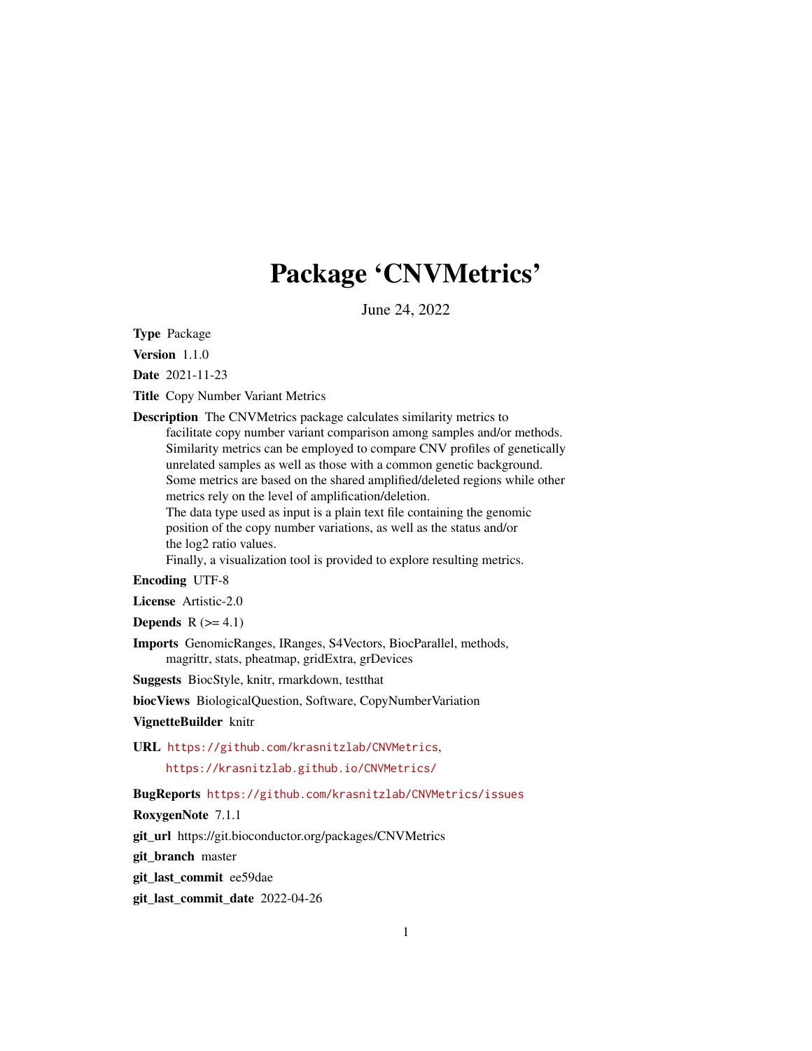# Package 'CNVMetrics'

June 24, 2022

**Type** Package

**Version** 1.1.0

**Date** 2021-11-23

**Title** Copy Number Variant Metrics

**Description** The CNVMetrics package calculates similarity metrics to facilitate copy number variant comparison among samples and/or methods. Similarity metrics can be employed to compare CNV profiles of genetically unrelated samples as well as those with a common genetic background. Some metrics are based on the shared amplified/deleted regions while other metrics rely on the level of amplification/deletion.
The data type used as input is a plain text file containing the genomic position of the copy number variations, as well as the status and/or the log2 ratio values.
Finally, a visualization tool is provided to explore resulting metrics.

**Encoding** UTF-8

**License** Artistic-2.0

**Depends** R (>= 4.1)

**Imports** GenomicRanges, IRanges, S4Vectors, BiocParallel, methods, magrittr, stats, pheatmap, gridExtra, grDevices

**Suggests** BiocStyle, knitr, rmarkdown, testthat

**biocViews** BiologicalQuestion, Software, CopyNumberVariation

**VignetteBuilder** knitr

**URL** https://github.com/krasnitzlab/CNVMetrics,
https://krasnitzlab.github.io/CNVMetrics/

**BugReports** https://github.com/krasnitzlab/CNVMetrics/issues

**RoxygenNote** 7.1.1

**git_url** https://git.bioconductor.org/packages/CNVMetrics

**git_branch** master

**git_last_commit** ee59dae

**git_last_commit_date** 2022-04-26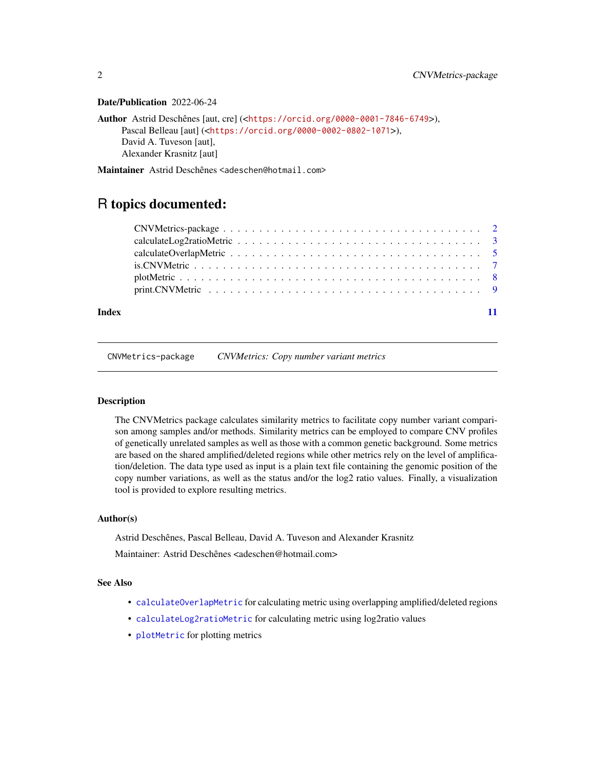**Date/Publication** 2022-06-24

**Author** Astrid Deschênes [aut, cre] (<https://orcid.org/0000-0001-7846-6749>), Pascal Belleau [aut] (<https://orcid.org/0000-0002-0802-1071>), David A. Tuveson [aut], Alexander Krasnitz [aut]

**Maintainer** Astrid Deschênes <adeschen@hotmail.com>

# R topics documented:

- CNVMetrics-package . . . . . . . . . . . . . . . . . . . . . . . . . . . . . . . . . . 2
- calculateLog2ratioMetric . . . . . . . . . . . . . . . . . . . . . . . . . . . . . . . . 3
- calculateOverlapMetric . . . . . . . . . . . . . . . . . . . . . . . . . . . . . . . . . 5
- is.CNVMetric . . . . . . . . . . . . . . . . . . . . . . . . . . . . . . . . . . . . . . 7
- plotMetric . . . . . . . . . . . . . . . . . . . . . . . . . . . . . . . . . . . . . . . 8
- print.CNVMetric . . . . . . . . . . . . . . . . . . . . . . . . . . . . . . . . . . . . 9

**Index** 11

---

`CNVMetrics-package` *CNVMetrics: Copy number variant metrics*

---

### Description

The CNVMetrics package calculates similarity metrics to facilitate copy number variant comparison among samples and/or methods. Similarity metrics can be employed to compare CNV profiles of genetically unrelated samples as well as those with a common genetic background. Some metrics are based on the shared amplified/deleted regions while other metrics rely on the level of amplification/deletion. The data type used as input is a plain text file containing the genomic position of the copy number variations, as well as the status and/or the log2 ratio values. Finally, a visualization tool is provided to explore resulting metrics.

### Author(s)

Astrid Deschênes, Pascal Belleau, David A. Tuveson and Alexander Krasnitz

Maintainer: Astrid Deschênes <adeschen@hotmail.com>

### See Also

- `calculateOverlapMetric` for calculating metric using overlapping amplified/deleted regions
- `calculateLog2ratioMetric` for calculating metric using log2ratio values
- `plotMetric` for plotting metrics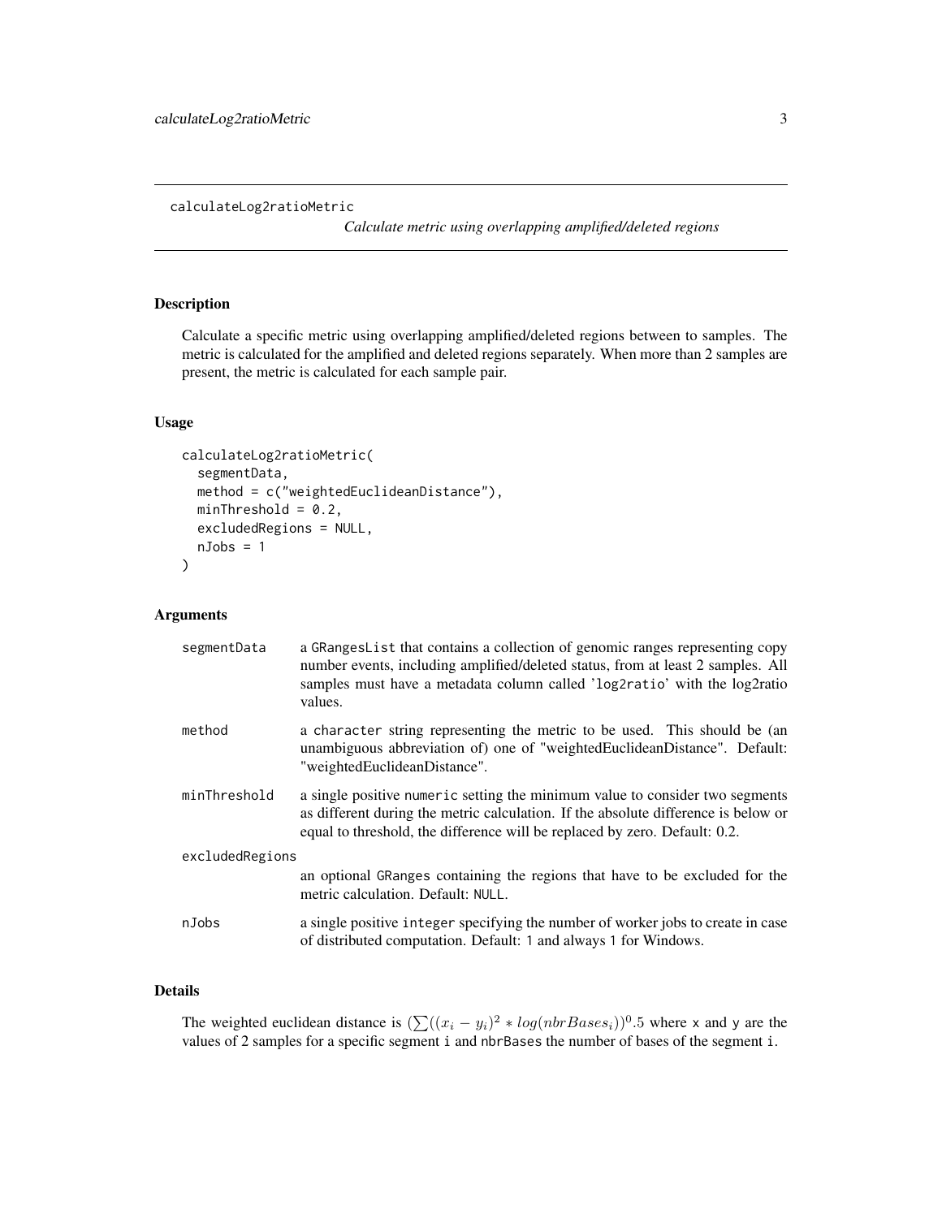calculateLog2ratioMetric

*Calculate metric using overlapping amplified/deleted regions*

## Description

Calculate a specific metric using overlapping amplified/deleted regions between to samples. The metric is calculated for the amplified and deleted regions separately. When more than 2 samples are present, the metric is calculated for each sample pair.

## Usage

```
calculateLog2ratioMetric(
  segmentData,
  method = c("weightedEuclideanDistance"),
  minThreshold = 0.2,
  excludedRegions = NULL,
  nJobs = 1
)
```

## Arguments

| | |
|---|---|
| segmentData | a GRangesList that contains a collection of genomic ranges representing copy number events, including amplified/deleted status, from at least 2 samples. All samples must have a metadata column called 'log2ratio' with the log2ratio values. |
| method | a character string representing the metric to be used. This should be (an unambiguous abbreviation of) one of "weightedEuclideanDistance". Default: "weightedEuclideanDistance". |
| minThreshold | a single positive numeric setting the minimum value to consider two segments as different during the metric calculation. If the absolute difference is below or equal to threshold, the difference will be replaced by zero. Default: 0.2. |
| excludedRegions | an optional GRanges containing the regions that have to be excluded for the metric calculation. Default: NULL. |
| nJobs | a single positive integer specifying the number of worker jobs to create in case of distributed computation. Default: 1 and always 1 for Windows. |

## Details

The weighted euclidean distance is $(\sum((x_i - y_i)^2 * log(nbrBases_i))^0.5$ where x and y are the values of 2 samples for a specific segment i and nbrBases the number of bases of the segment i.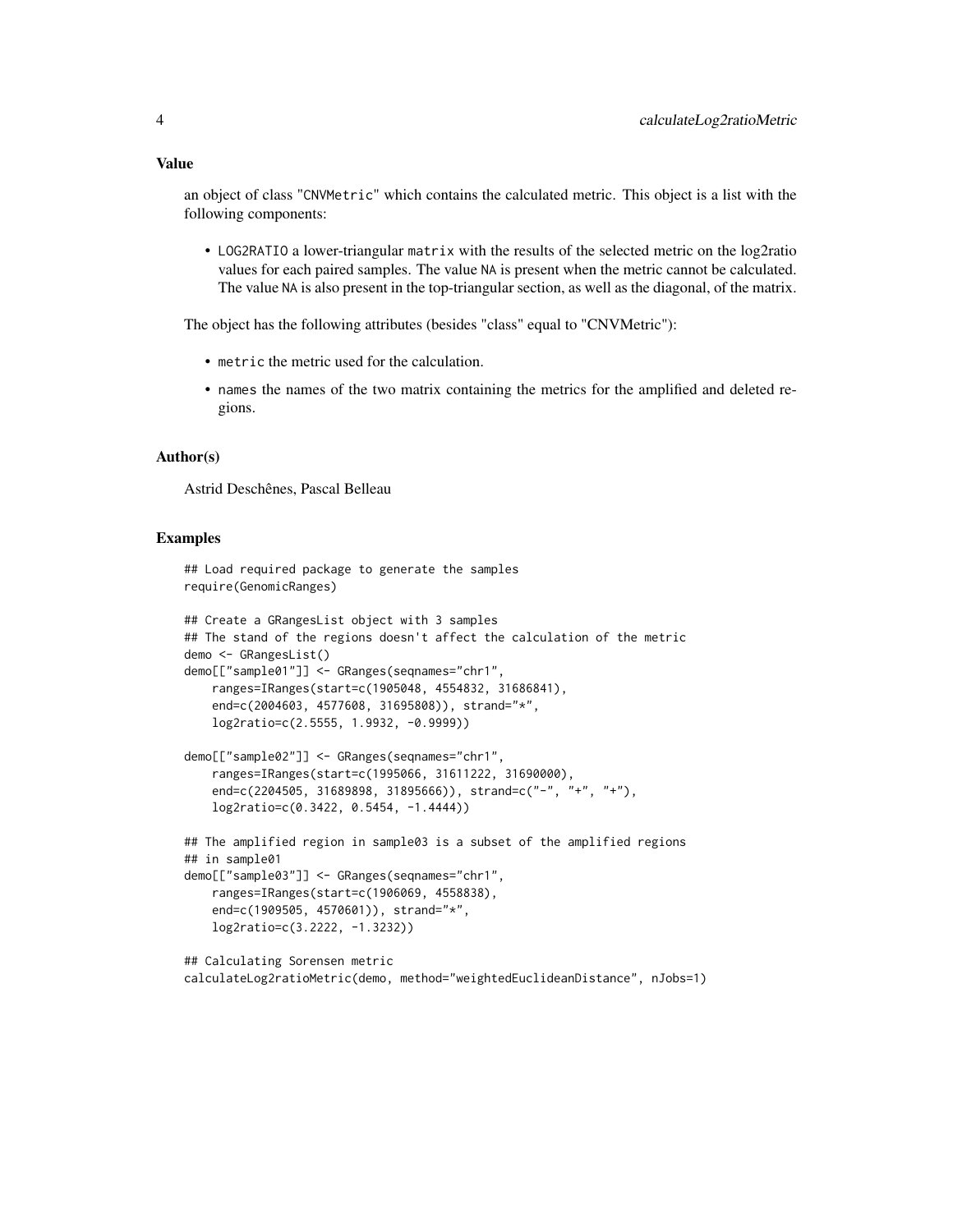## Value

an object of class "`CNVMetric`" which contains the calculated metric. This object is a list with the following components:

- `LOG2RATIO` a lower-triangular `matrix` with the results of the selected metric on the log2ratio values for each paired samples. The value `NA` is present when the metric cannot be calculated. The value `NA` is also present in the top-triangular section, as well as the diagonal, of the matrix.

The object has the following attributes (besides "class" equal to "CNVMetric"):

- `metric` the metric used for the calculation.
- `names` the names of the two matrix containing the metrics for the amplified and deleted regions.

## Author(s)

Astrid Deschênes, Pascal Belleau

## Examples

```
## Load required package to generate the samples
require(GenomicRanges)

## Create a GRangesList object with 3 samples
## The stand of the regions doesn't affect the calculation of the metric
demo <- GRangesList()
demo[["sample01"]] <- GRanges(seqnames="chr1",
    ranges=IRanges(start=c(1905048, 4554832, 31686841),
    end=c(2004603, 4577608, 31695808)), strand="*",
    log2ratio=c(2.5555, 1.9932, -0.9999))

demo[["sample02"]] <- GRanges(seqnames="chr1",
    ranges=IRanges(start=c(1995066, 31611222, 31690000),
    end=c(2204505, 31689898, 31895666)), strand=c("-", "+", "+"),
    log2ratio=c(0.3422, 0.5454, -1.4444))

## The amplified region in sample03 is a subset of the amplified regions
## in sample01
demo[["sample03"]] <- GRanges(seqnames="chr1",
    ranges=IRanges(start=c(1906069, 4558838),
    end=c(1909505, 4570601)), strand="*",
    log2ratio=c(3.2222, -1.3232))

## Calculating Sorensen metric
calculateLog2ratioMetric(demo, method="weightedEuclideanDistance", nJobs=1)
```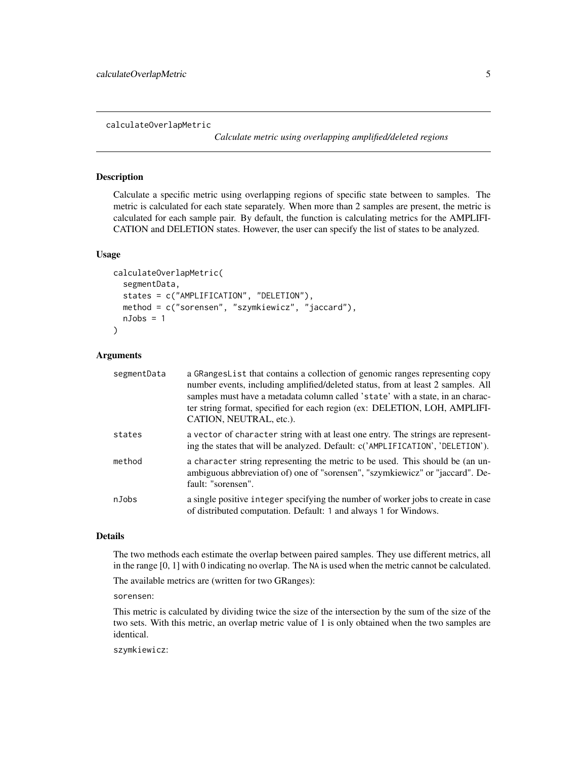## calculateOverlapMetric

*Calculate metric using overlapping amplified/deleted regions*

### Description

Calculate a specific metric using overlapping regions of specific state between to samples. The metric is calculated for each state separately. When more than 2 samples are present, the metric is calculated for each sample pair. By default, the function is calculating metrics for the AMPLIFICATION and DELETION states. However, the user can specify the list of states to be analyzed.

### Usage

```
calculateOverlapMetric(
  segmentData,
  states = c("AMPLIFICATION", "DELETION"),
  method = c("sorensen", "szymkiewicz", "jaccard"),
  nJobs = 1
)
```

### Arguments

| | |
|---|---|
| segmentData | a `GRangesList` that contains a collection of genomic ranges representing copy number events, including amplified/deleted status, from at least 2 samples. All samples must have a metadata column called '`state`' with a state, in an character string format, specified for each region (ex: DELETION, LOH, AMPLIFICATION, NEUTRAL, etc.). |
| states | a `vector` of `character` string with at least one entry. The strings are representing the states that will be analyzed. Default: c('`AMPLIFICATION`', '`DELETION`'). |
| method | a `character` string representing the metric to be used. This should be (an unambiguous abbreviation of) one of "sorensen", "szymkiewicz" or "jaccard". Default: "sorensen". |
| nJobs | a single positive `integer` specifying the number of worker jobs to create in case of distributed computation. Default: `1` and always `1` for Windows. |

### Details

The two methods each estimate the overlap between paired samples. They use different metrics, all in the range [0, 1] with 0 indicating no overlap. The `NA` is used when the metric cannot be calculated.

The available metrics are (written for two GRanges):

`sorensen`:

This metric is calculated by dividing twice the size of the intersection by the sum of the size of the two sets. With this metric, an overlap metric value of 1 is only obtained when the two samples are identical.

`szymkiewicz`: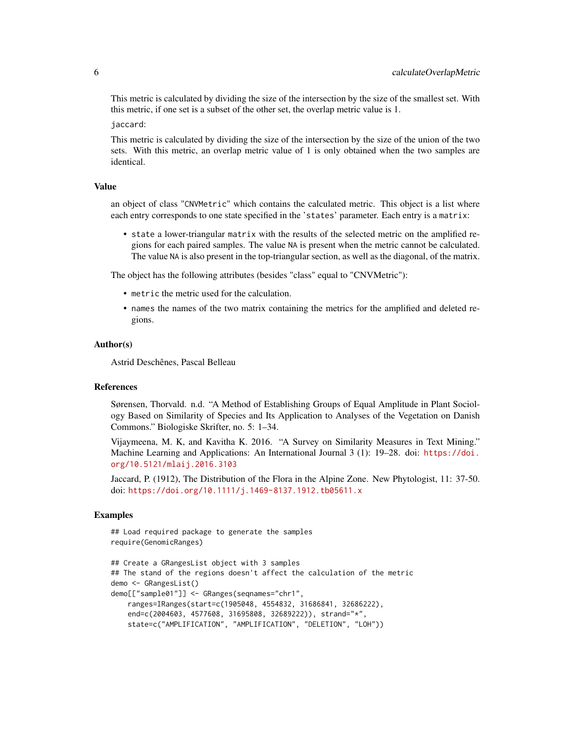This metric is calculated by dividing the size of the intersection by the size of the smallest set. With this metric, if one set is a subset of the other set, the overlap metric value is 1.

`jaccard`:

This metric is calculated by dividing the size of the intersection by the size of the union of the two sets. With this metric, an overlap metric value of 1 is only obtained when the two samples are identical.

### Value

an object of class "`CNVMetric`" which contains the calculated metric. This object is a list where each entry corresponds to one state specified in the '`states`' parameter. Each entry is a `matrix`:

- `state` a lower-triangular `matrix` with the results of the selected metric on the amplified regions for each paired samples. The value `NA` is present when the metric cannot be calculated. The value `NA` is also present in the top-triangular section, as well as the diagonal, of the matrix.

The object has the following attributes (besides "class" equal to "CNVMetric"):

- `metric` the metric used for the calculation.
- `names` the names of the two matrix containing the metrics for the amplified and deleted regions.

### Author(s)

Astrid Deschênes, Pascal Belleau

### References

Sørensen, Thorvald. n.d. "A Method of Establishing Groups of Equal Amplitude in Plant Sociology Based on Similarity of Species and Its Application to Analyses of the Vegetation on Danish Commons." Biologiske Skrifter, no. 5: 1–34.

Vijaymeena, M. K, and Kavitha K. 2016. "A Survey on Similarity Measures in Text Mining." Machine Learning and Applications: An International Journal 3 (1): 19–28. doi: https://doi.org/10.5121/mlaij.2016.3103

Jaccard, P. (1912), The Distribution of the Flora in the Alpine Zone. New Phytologist, 11: 37-50. doi: https://doi.org/10.1111/j.1469-8137.1912.tb05611.x

### Examples

```
## Load required package to generate the samples
require(GenomicRanges)

## Create a GRangesList object with 3 samples
## The stand of the regions doesn't affect the calculation of the metric
demo <- GRangesList()
demo[["sample01"]] <- GRanges(seqnames="chr1",
    ranges=IRanges(start=c(1905048, 4554832, 31686841, 32686222),
    end=c(2004603, 4577608, 31695808, 32689222)), strand="*",
    state=c("AMPLIFICATION", "AMPLIFICATION", "DELETION", "LOH"))
```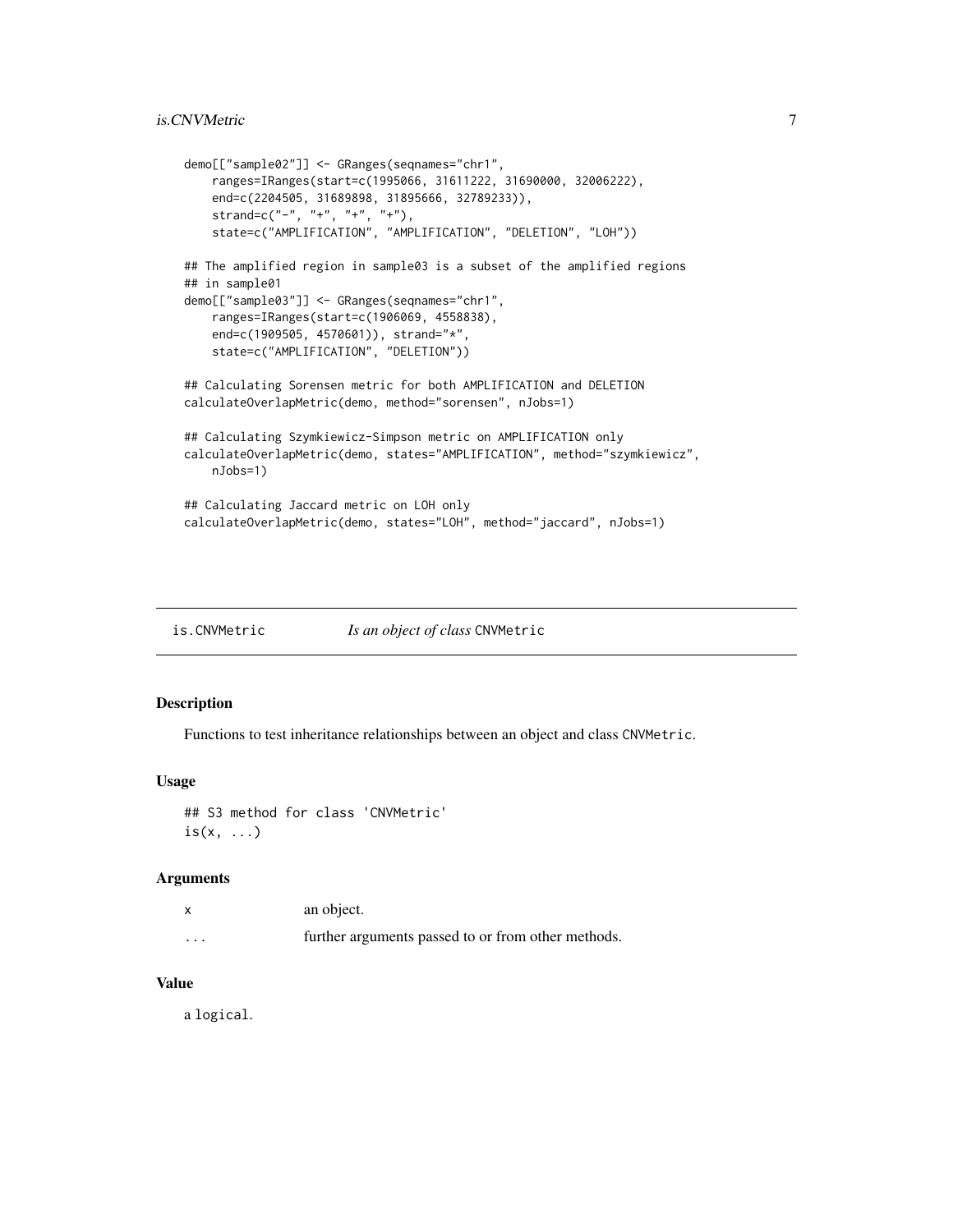```
demo[["sample02"]] <- GRanges(seqnames="chr1",
    ranges=IRanges(start=c(1995066, 31611222, 31690000, 32006222),
    end=c(2204505, 31689898, 31895666, 32789233)),
    strand=c("-", "+", "+", "+"),
    state=c("AMPLIFICATION", "AMPLIFICATION", "DELETION", "LOH"))

## The amplified region in sample03 is a subset of the amplified regions
## in sample01
demo[["sample03"]] <- GRanges(seqnames="chr1",
    ranges=IRanges(start=c(1906069, 4558838),
    end=c(1909505, 4570601)), strand="*",
    state=c("AMPLIFICATION", "DELETION"))

## Calculating Sorensen metric for both AMPLIFICATION and DELETION
calculateOverlapMetric(demo, method="sorensen", nJobs=1)

## Calculating Szymkiewicz-Simpson metric on AMPLIFICATION only
calculateOverlapMetric(demo, states="AMPLIFICATION", method="szymkiewicz",
    nJobs=1)

## Calculating Jaccard metric on LOH only
calculateOverlapMetric(demo, states="LOH", method="jaccard", nJobs=1)
```

## is.CNVMetric — *Is an object of class* CNVMetric

### Description

Functions to test inheritance relationships between an object and class CNVMetric.

### Usage

```
## S3 method for class 'CNVMetric'
is(x, ...)
```

### Arguments

| | |
|---|---|
| x | an object. |
| ... | further arguments passed to or from other methods. |

### Value

a logical.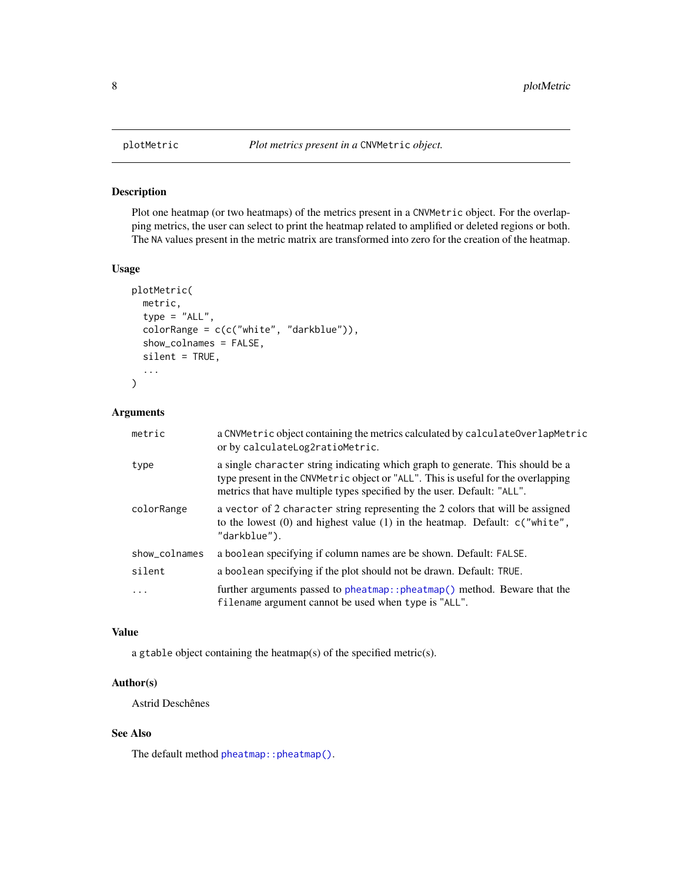## plotMetric — *Plot metrics present in a* `CNVMetric` *object.*

### Description

Plot one heatmap (or two heatmaps) of the metrics present in a `CNVMetric` object. For the overlapping metrics, the user can select to print the heatmap related to amplified or deleted regions or both. The `NA` values present in the metric matrix are transformed into zero for the creation of the heatmap.

### Usage

```
plotMetric(
  metric,
  type = "ALL",
  colorRange = c(c("white", "darkblue")),
  show_colnames = FALSE,
  silent = TRUE,
  ...
)
```

### Arguments

| | |
|---|---|
| `metric` | a `CNVMetric` object containing the metrics calculated by `calculateOverlapMetric` or by `calculateLog2ratioMetric`. |
| `type` | a single `character` string indicating which graph to generate. This should be a type present in the `CNVMetric` object or `"ALL"`. This is useful for the overlapping metrics that have multiple types specified by the user. Default: `"ALL"`. |
| `colorRange` | a `vector` of 2 `character` string representing the 2 colors that will be assigned to the lowest (0) and highest value (1) in the heatmap. Default: `c("white", "darkblue")`. |
| `show_colnames` | a `boolean` specifying if column names are be shown. Default: `FALSE`. |
| `silent` | a `boolean` specifying if the plot should not be drawn. Default: `TRUE`. |
| `...` | further arguments passed to `pheatmap::pheatmap()` method. Beware that the `filename` argument cannot be used when `type` is `"ALL"`. |

### Value

a `gtable` object containing the heatmap(s) of the specified metric(s).

### Author(s)

Astrid Deschênes

### See Also

The default method `pheatmap::pheatmap()`.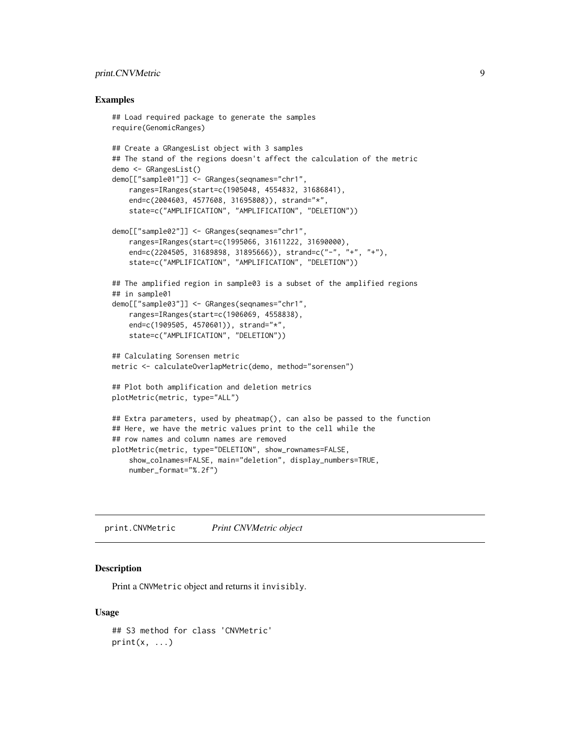## Examples

```
## Load required package to generate the samples
require(GenomicRanges)

## Create a GRangesList object with 3 samples
## The stand of the regions doesn't affect the calculation of the metric
demo <- GRangesList()
demo[["sample01"]] <- GRanges(seqnames="chr1",
    ranges=IRanges(start=c(1905048, 4554832, 31686841),
    end=c(2004603, 4577608, 31695808)), strand="*",
    state=c("AMPLIFICATION", "AMPLIFICATION", "DELETION"))

demo[["sample02"]] <- GRanges(seqnames="chr1",
    ranges=IRanges(start=c(1995066, 31611222, 31690000),
    end=c(2204505, 31689898, 31895666)), strand=c("-", "+", "+"),
    state=c("AMPLIFICATION", "AMPLIFICATION", "DELETION"))

## The amplified region in sample03 is a subset of the amplified regions
## in sample01
demo[["sample03"]] <- GRanges(seqnames="chr1",
    ranges=IRanges(start=c(1906069, 4558838),
    end=c(1909505, 4570601)), strand="*",
    state=c("AMPLIFICATION", "DELETION"))

## Calculating Sorensen metric
metric <- calculateOverlapMetric(demo, method="sorensen")

## Plot both amplification and deletion metrics
plotMetric(metric, type="ALL")

## Extra parameters, used by pheatmap(), can also be passed to the function
## Here, we have the metric values print to the cell while the
## row names and column names are removed
plotMetric(metric, type="DELETION", show_rownames=FALSE,
    show_colnames=FALSE, main="deletion", display_numbers=TRUE,
    number_format="%.2f")
```

---

`print.CNVMetric` *Print CNVMetric object*

---

## Description

Print a `CNVMetric` object and returns it `invisibly`.

## Usage

```
## S3 method for class 'CNVMetric'
print(x, ...)
```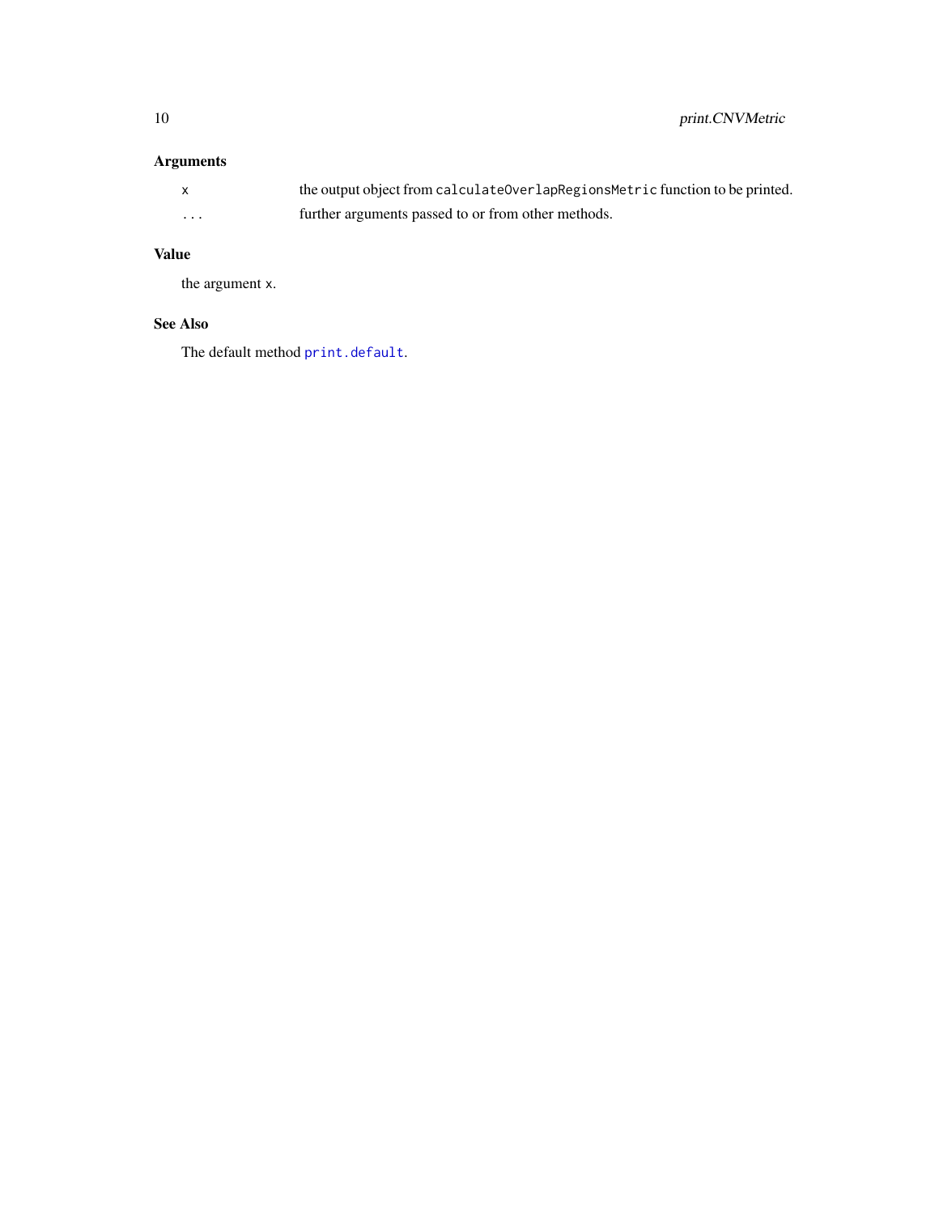## Arguments

| | |
|---|---|
| `x` | the output object from `calculateOverlapRegionsMetric` function to be printed. |
| `...` | further arguments passed to or from other methods. |

## Value

the argument `x`.

## See Also

The default method `print.default`.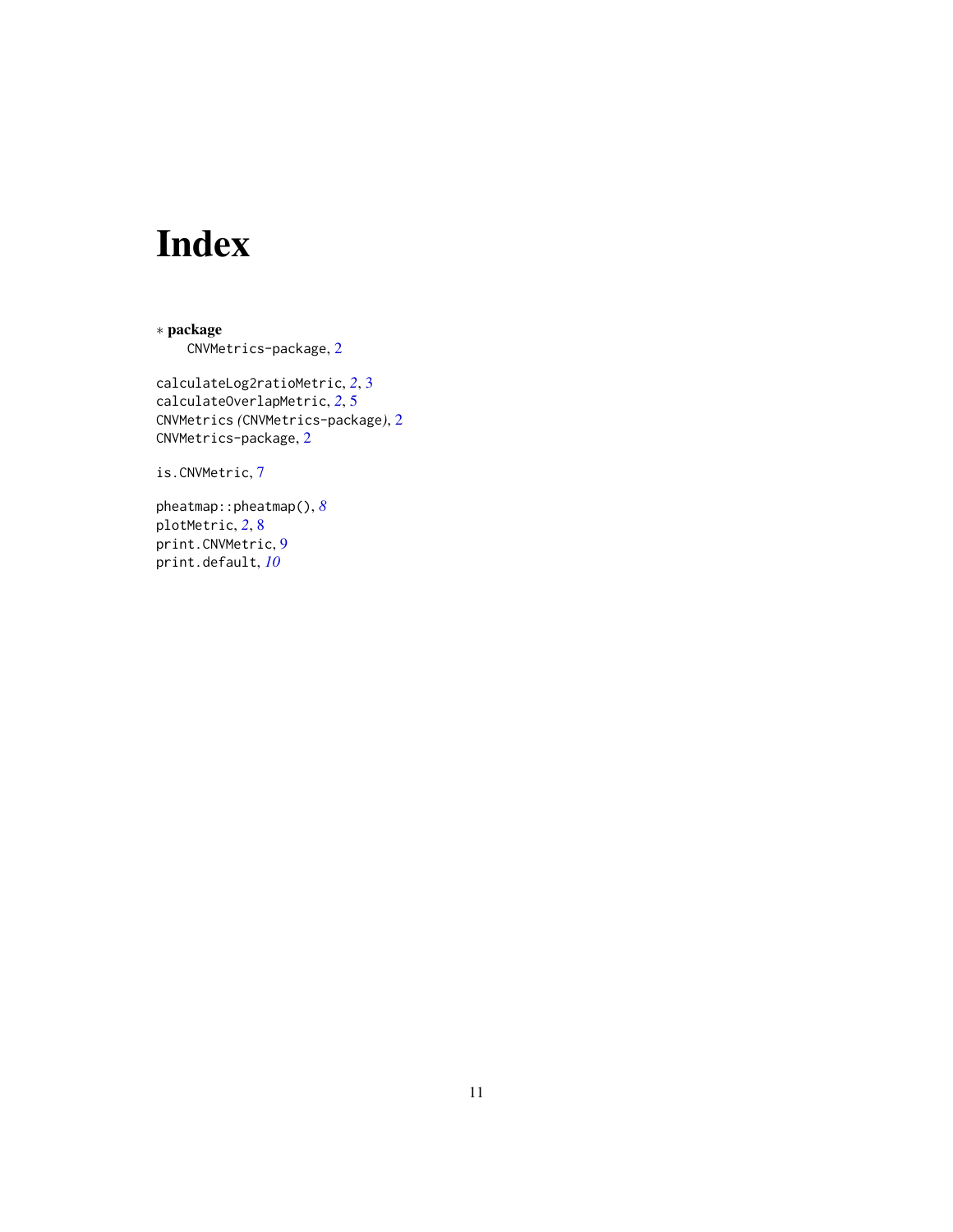# Index

∗ **package**

    CNVMetrics-package, 2

calculateLog2ratioMetric, *2*, 3
calculateOverlapMetric, *2*, 5
CNVMetrics *(*CNVMetrics-package*)*, 2
CNVMetrics-package, 2

is.CNVMetric, 7

pheatmap::pheatmap(), *8*
plotMetric, *2*, 8
print.CNVMetric, 9
print.default, *10*